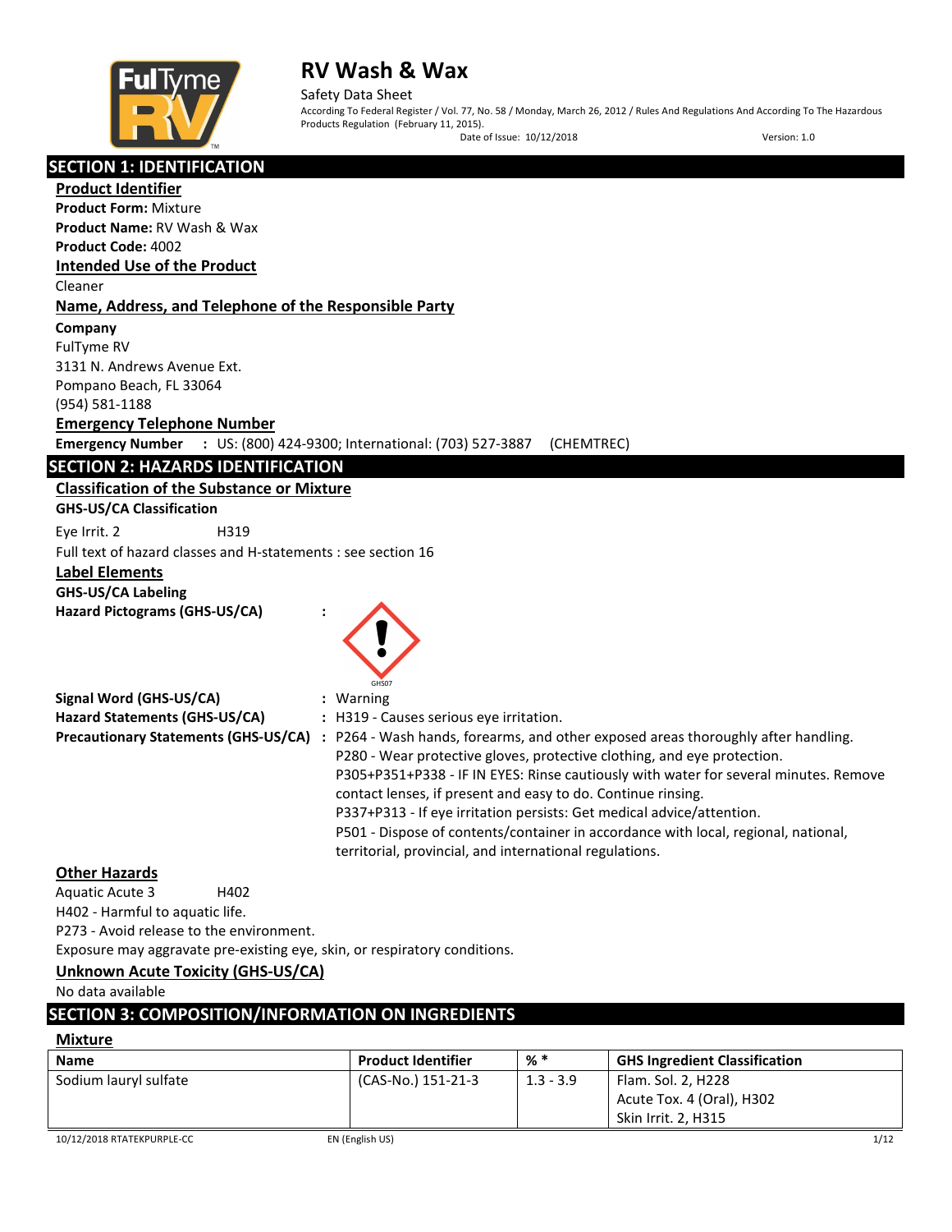# RV Wash & Wax

Safety Data Sheet

According To Federal Register / Vol. 77, No. 58 / Monday, March 26, 2012 / Rules And Regulations And According To The Hazardous Products Regulation (February 11, 2015).

Date of Issue: 10/12/2018 Version: 1.0

## SECTION 1: IDENTIFICATION

### Product Identifier

**Product Form:** Mixture

**Product Name:** RV Wash & Wax

**Product Code:** 4002

### Intended Use of the Product

Cleaner

### Name, Address, and Telephone of the Responsible Party

**Company**

FulTyme RV
3131 N. Andrews Avenue Ext.
Pompano Beach, FL 33064
(954) 581-1188

### Emergency Telephone Number

**Emergency Number** : US: (800) 424-9300; International: (703) 527-3887 (CHEMTREC)

## SECTION 2: HAZARDS IDENTIFICATION

### Classification of the Substance or Mixture

**GHS-US/CA Classification**

Eye Irrit. 2 H319

Full text of hazard classes and H-statements : see section 16

### Label Elements

**GHS-US/CA Labeling**

**Hazard Pictograms (GHS-US/CA)** :

GHS07

**Signal Word (GHS-US/CA)** : Warning

**Hazard Statements (GHS-US/CA)** : H319 - Causes serious eye irritation.

**Precautionary Statements (GHS-US/CA)** : P264 - Wash hands, forearms, and other exposed areas thoroughly after handling.
P280 - Wear protective gloves, protective clothing, and eye protection.
P305+P351+P338 - IF IN EYES: Rinse cautiously with water for several minutes. Remove contact lenses, if present and easy to do. Continue rinsing.
P337+P313 - If eye irritation persists: Get medical advice/attention.
P501 - Dispose of contents/container in accordance with local, regional, national, territorial, provincial, and international regulations.

### Other Hazards

Aquatic Acute 3 H402

H402 - Harmful to aquatic life.

P273 - Avoid release to the environment.

Exposure may aggravate pre-existing eye, skin, or respiratory conditions.

### Unknown Acute Toxicity (GHS-US/CA)

No data available

## SECTION 3: COMPOSITION/INFORMATION ON INGREDIENTS

### Mixture

| Name | Product Identifier | % * | GHS Ingredient Classification |
|---|---|---|---|
| Sodium lauryl sulfate | (CAS-No.) 151-21-3 | 1.3 - 3.9 | Flam. Sol. 2, H228<br>Acute Tox. 4 (Oral), H302<br>Skin Irrit. 2, H315 |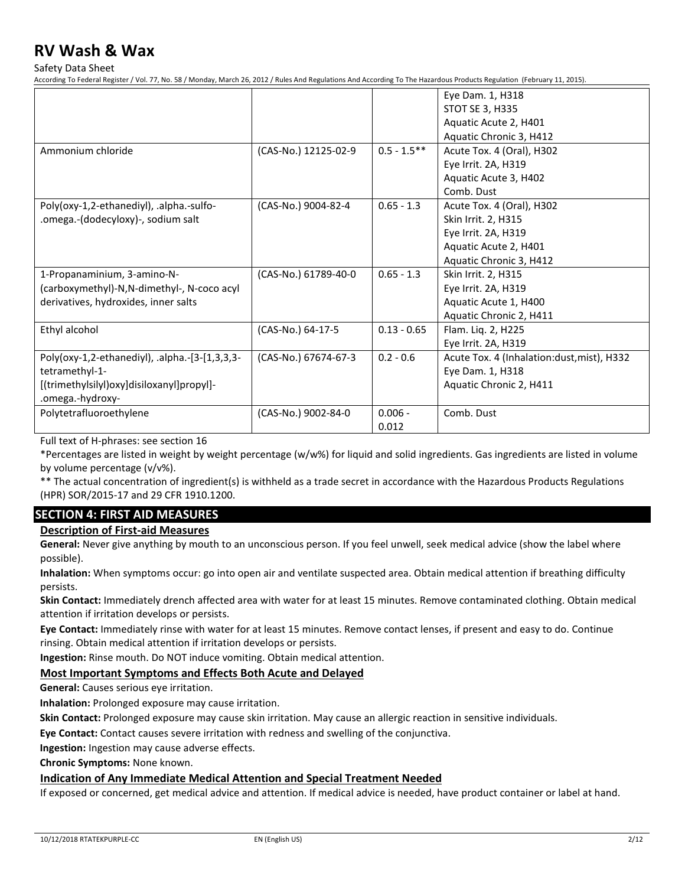| | | | |
|---|---|---|---|
| | | | Eye Dam. 1, H318<br>STOT SE 3, H335<br>Aquatic Acute 2, H401<br>Aquatic Chronic 3, H412 |
| Ammonium chloride | (CAS-No.) 12125-02-9 | 0.5 - 1.5** | Acute Tox. 4 (Oral), H302<br>Eye Irrit. 2A, H319<br>Aquatic Acute 3, H402<br>Comb. Dust |
| Poly(oxy-1,2-ethanediyl), .alpha.-sulfo-.omega.-(dodecyloxy)-, sodium salt | (CAS-No.) 9004-82-4 | 0.65 - 1.3 | Acute Tox. 4 (Oral), H302<br>Skin Irrit. 2, H315<br>Eye Irrit. 2A, H319<br>Aquatic Acute 2, H401<br>Aquatic Chronic 3, H412 |
| 1-Propanaminium, 3-amino-N-(carboxymethyl)-N,N-dimethyl-, N-coco acyl derivatives, hydroxides, inner salts | (CAS-No.) 61789-40-0 | 0.65 - 1.3 | Skin Irrit. 2, H315<br>Eye Irrit. 2A, H319<br>Aquatic Acute 1, H400<br>Aquatic Chronic 2, H411 |
| Ethyl alcohol | (CAS-No.) 64-17-5 | 0.13 - 0.65 | Flam. Liq. 2, H225<br>Eye Irrit. 2A, H319 |
| Poly(oxy-1,2-ethanediyl), .alpha.-[3-[1,3,3,3-tetramethyl-1-[(trimethylsilyl)oxy]disiloxanyl]propyl]-.omega.-hydroxy- | (CAS-No.) 67674-67-3 | 0.2 - 0.6 | Acute Tox. 4 (Inhalation:dust,mist), H332<br>Eye Dam. 1, H318<br>Aquatic Chronic 2, H411 |
| Polytetrafluoroethylene | (CAS-No.) 9002-84-0 | 0.006 - 0.012 | Comb. Dust |

Full text of H-phrases: see section 16

*Percentages are listed in weight by weight percentage (w/w%) for liquid and solid ingredients. Gas ingredients are listed in volume by volume percentage (v/v%).

** The actual concentration of ingredient(s) is withheld as a trade secret in accordance with the Hazardous Products Regulations (HPR) SOR/2015-17 and 29 CFR 1910.1200.

## SECTION 4: FIRST AID MEASURES

### Description of First-aid Measures

**General:** Never give anything by mouth to an unconscious person. If you feel unwell, seek medical advice (show the label where possible).

**Inhalation:** When symptoms occur: go into open air and ventilate suspected area. Obtain medical attention if breathing difficulty persists.

**Skin Contact:** Immediately drench affected area with water for at least 15 minutes. Remove contaminated clothing. Obtain medical attention if irritation develops or persists.

**Eye Contact:** Immediately rinse with water for at least 15 minutes. Remove contact lenses, if present and easy to do. Continue rinsing. Obtain medical attention if irritation develops or persists.

**Ingestion:** Rinse mouth. Do NOT induce vomiting. Obtain medical attention.

### Most Important Symptoms and Effects Both Acute and Delayed

**General:** Causes serious eye irritation.

**Inhalation:** Prolonged exposure may cause irritation.

**Skin Contact:** Prolonged exposure may cause skin irritation. May cause an allergic reaction in sensitive individuals.

**Eye Contact:** Contact causes severe irritation with redness and swelling of the conjunctiva.

**Ingestion:** Ingestion may cause adverse effects.

**Chronic Symptoms:** None known.

### Indication of Any Immediate Medical Attention and Special Treatment Needed

If exposed or concerned, get medical advice and attention. If medical advice is needed, have product container or label at hand.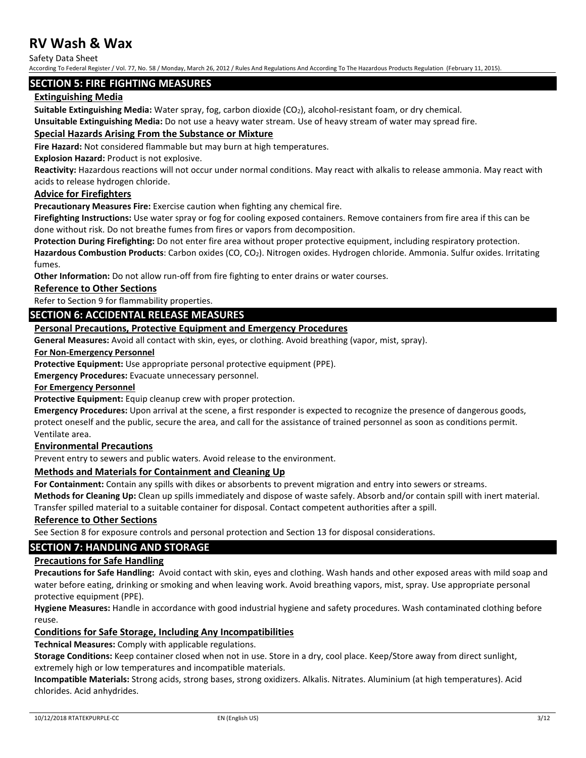## SECTION 5: FIRE FIGHTING MEASURES

### Extinguishing Media

**Suitable Extinguishing Media:** Water spray, fog, carbon dioxide ($CO_2$), alcohol-resistant foam, or dry chemical.

**Unsuitable Extinguishing Media:** Do not use a heavy water stream. Use of heavy stream of water may spread fire.

### Special Hazards Arising From the Substance or Mixture

**Fire Hazard:** Not considered flammable but may burn at high temperatures.

**Explosion Hazard:** Product is not explosive.

**Reactivity:** Hazardous reactions will not occur under normal conditions. May react with alkalis to release ammonia. May react with acids to release hydrogen chloride.

### Advice for Firefighters

**Precautionary Measures Fire:** Exercise caution when fighting any chemical fire.

**Firefighting Instructions:** Use water spray or fog for cooling exposed containers. Remove containers from fire area if this can be done without risk. Do not breathe fumes from fires or vapors from decomposition.

**Protection During Firefighting:** Do not enter fire area without proper protective equipment, including respiratory protection.

**Hazardous Combustion Products**: Carbon oxides (CO, $CO_2$). Nitrogen oxides. Hydrogen chloride. Ammonia. Sulfur oxides. Irritating fumes.

**Other Information:** Do not allow run-off from fire fighting to enter drains or water courses.

### Reference to Other Sections

Refer to Section 9 for flammability properties.

## SECTION 6: ACCIDENTAL RELEASE MEASURES

### Personal Precautions, Protective Equipment and Emergency Procedures

**General Measures:** Avoid all contact with skin, eyes, or clothing. Avoid breathing (vapor, mist, spray).

#### For Non-Emergency Personnel

**Protective Equipment:** Use appropriate personal protective equipment (PPE).

**Emergency Procedures:** Evacuate unnecessary personnel.

#### For Emergency Personnel

**Protective Equipment:** Equip cleanup crew with proper protection.

**Emergency Procedures:** Upon arrival at the scene, a first responder is expected to recognize the presence of dangerous goods, protect oneself and the public, secure the area, and call for the assistance of trained personnel as soon as conditions permit. Ventilate area.

### Environmental Precautions

Prevent entry to sewers and public waters. Avoid release to the environment.

### Methods and Materials for Containment and Cleaning Up

**For Containment:** Contain any spills with dikes or absorbents to prevent migration and entry into sewers or streams.

**Methods for Cleaning Up:** Clean up spills immediately and dispose of waste safely. Absorb and/or contain spill with inert material. Transfer spilled material to a suitable container for disposal. Contact competent authorities after a spill.

### Reference to Other Sections

See Section 8 for exposure controls and personal protection and Section 13 for disposal considerations.

## SECTION 7: HANDLING AND STORAGE

### Precautions for Safe Handling

**Precautions for Safe Handling:** Avoid contact with skin, eyes and clothing. Wash hands and other exposed areas with mild soap and water before eating, drinking or smoking and when leaving work. Avoid breathing vapors, mist, spray. Use appropriate personal protective equipment (PPE).

**Hygiene Measures:** Handle in accordance with good industrial hygiene and safety procedures. Wash contaminated clothing before reuse.

### Conditions for Safe Storage, Including Any Incompatibilities

**Technical Measures:** Comply with applicable regulations.

**Storage Conditions:** Keep container closed when not in use. Store in a dry, cool place. Keep/Store away from direct sunlight, extremely high or low temperatures and incompatible materials.

**Incompatible Materials:** Strong acids, strong bases, strong oxidizers. Alkalis. Nitrates. Aluminium (at high temperatures). Acid chlorides. Acid anhydrides.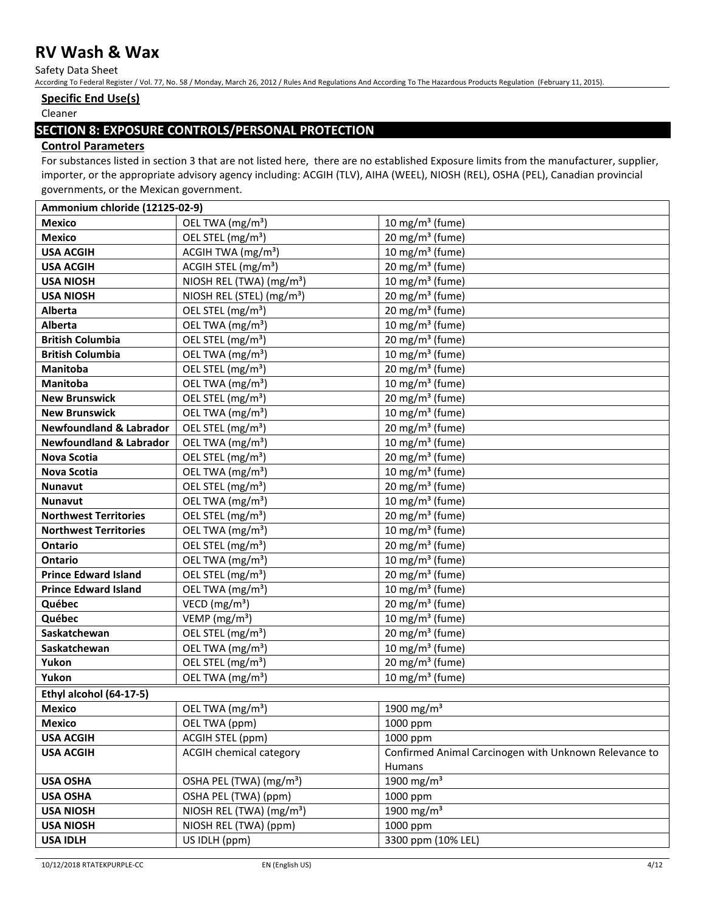### Specific End Use(s)

Cleaner

## SECTION 8: EXPOSURE CONTROLS/PERSONAL PROTECTION

### Control Parameters

For substances listed in section 3 that are not listed here, there are no established Exposure limits from the manufacturer, supplier, importer, or the appropriate advisory agency including: ACGIH (TLV), AIHA (WEEL), NIOSH (REL), OSHA (PEL), Canadian provincial governments, or the Mexican government.

| Ammonium chloride (12125-02-9) | | |
|---|---|---|
| **Mexico** | OEL TWA (mg/m³) | 10 mg/m³ (fume) |
| **Mexico** | OEL STEL (mg/m³) | 20 mg/m³ (fume) |
| **USA ACGIH** | ACGIH TWA (mg/m³) | 10 mg/m³ (fume) |
| **USA ACGIH** | ACGIH STEL (mg/m³) | 20 mg/m³ (fume) |
| **USA NIOSH** | NIOSH REL (TWA) (mg/m³) | 10 mg/m³ (fume) |
| **USA NIOSH** | NIOSH REL (STEL) (mg/m³) | 20 mg/m³ (fume) |
| **Alberta** | OEL STEL (mg/m³) | 20 mg/m³ (fume) |
| **Alberta** | OEL TWA (mg/m³) | 10 mg/m³ (fume) |
| **British Columbia** | OEL STEL (mg/m³) | 20 mg/m³ (fume) |
| **British Columbia** | OEL TWA (mg/m³) | 10 mg/m³ (fume) |
| **Manitoba** | OEL STEL (mg/m³) | 20 mg/m³ (fume) |
| **Manitoba** | OEL TWA (mg/m³) | 10 mg/m³ (fume) |
| **New Brunswick** | OEL STEL (mg/m³) | 20 mg/m³ (fume) |
| **New Brunswick** | OEL TWA (mg/m³) | 10 mg/m³ (fume) |
| **Newfoundland & Labrador** | OEL STEL (mg/m³) | 20 mg/m³ (fume) |
| **Newfoundland & Labrador** | OEL TWA (mg/m³) | 10 mg/m³ (fume) |
| **Nova Scotia** | OEL STEL (mg/m³) | 20 mg/m³ (fume) |
| **Nova Scotia** | OEL TWA (mg/m³) | 10 mg/m³ (fume) |
| **Nunavut** | OEL STEL (mg/m³) | 20 mg/m³ (fume) |
| **Nunavut** | OEL TWA (mg/m³) | 10 mg/m³ (fume) |
| **Northwest Territories** | OEL STEL (mg/m³) | 20 mg/m³ (fume) |
| **Northwest Territories** | OEL TWA (mg/m³) | 10 mg/m³ (fume) |
| **Ontario** | OEL STEL (mg/m³) | 20 mg/m³ (fume) |
| **Ontario** | OEL TWA (mg/m³) | 10 mg/m³ (fume) |
| **Prince Edward Island** | OEL STEL (mg/m³) | 20 mg/m³ (fume) |
| **Prince Edward Island** | OEL TWA (mg/m³) | 10 mg/m³ (fume) |
| **Québec** | VECD (mg/m³) | 20 mg/m³ (fume) |
| **Québec** | VEMP (mg/m³) | 10 mg/m³ (fume) |
| **Saskatchewan** | OEL STEL (mg/m³) | 20 mg/m³ (fume) |
| **Saskatchewan** | OEL TWA (mg/m³) | 10 mg/m³ (fume) |
| **Yukon** | OEL STEL (mg/m³) | 20 mg/m³ (fume) |
| **Yukon** | OEL TWA (mg/m³) | 10 mg/m³ (fume) |

| Ethyl alcohol (64-17-5) | | |
|---|---|---|
| **Mexico** | OEL TWA (mg/m³) | 1900 mg/m³ |
| **Mexico** | OEL TWA (ppm) | 1000 ppm |
| **USA ACGIH** | ACGIH STEL (ppm) | 1000 ppm |
| **USA ACGIH** | ACGIH chemical category | Confirmed Animal Carcinogen with Unknown Relevance to Humans |
| **USA OSHA** | OSHA PEL (TWA) (mg/m³) | 1900 mg/m³ |
| **USA OSHA** | OSHA PEL (TWA) (ppm) | 1000 ppm |
| **USA NIOSH** | NIOSH REL (TWA) (mg/m³) | 1900 mg/m³ |
| **USA NIOSH** | NIOSH REL (TWA) (ppm) | 1000 ppm |
| **USA IDLH** | US IDLH (ppm) | 3300 ppm (10% LEL) |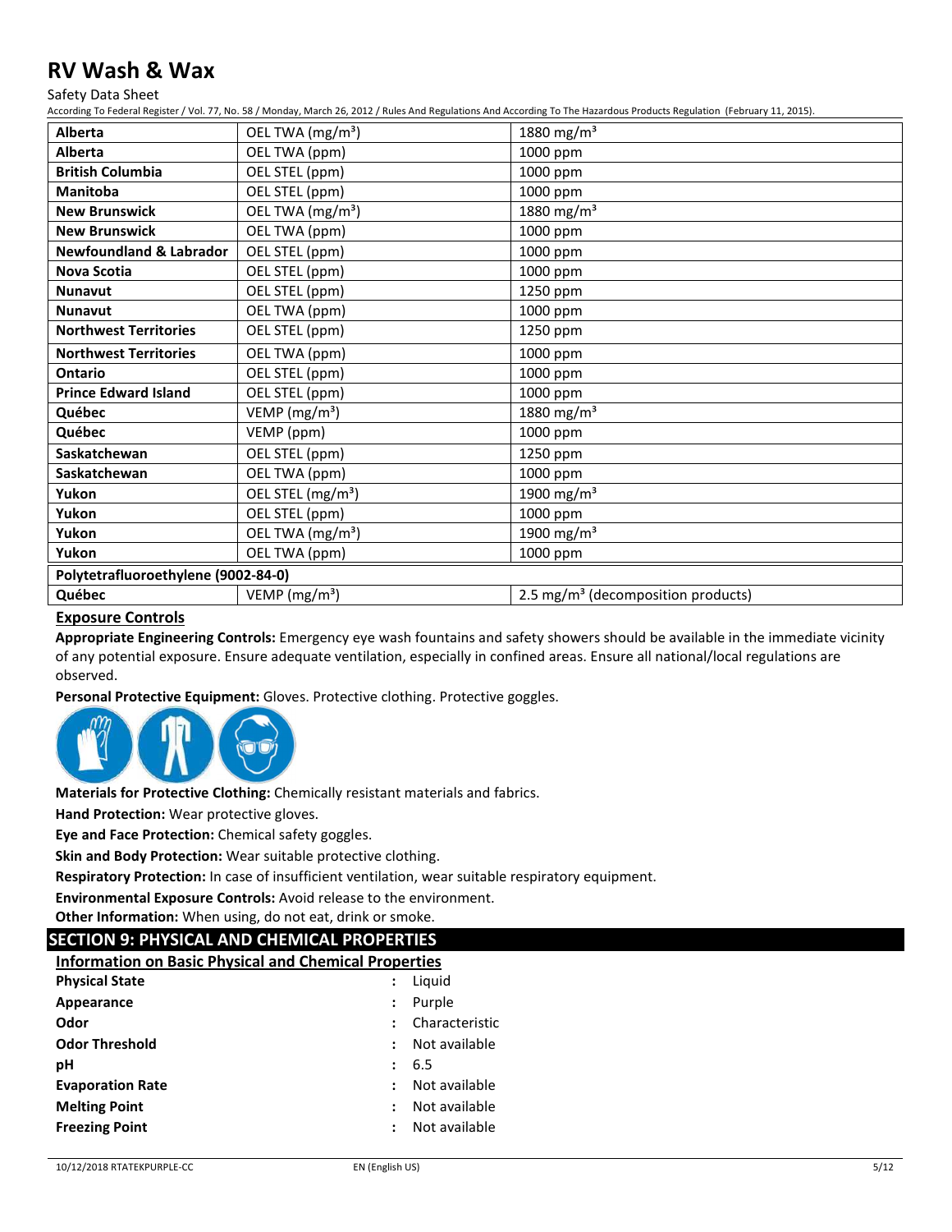| | | |
|---|---|---|
| **Alberta** | OEL TWA (mg/m³) | 1880 mg/m³ |
| **Alberta** | OEL TWA (ppm) | 1000 ppm |
| **British Columbia** | OEL STEL (ppm) | 1000 ppm |
| **Manitoba** | OEL STEL (ppm) | 1000 ppm |
| **New Brunswick** | OEL TWA (mg/m³) | 1880 mg/m³ |
| **New Brunswick** | OEL TWA (ppm) | 1000 ppm |
| **Newfoundland & Labrador** | OEL STEL (ppm) | 1000 ppm |
| **Nova Scotia** | OEL STEL (ppm) | 1000 ppm |
| **Nunavut** | OEL STEL (ppm) | 1250 ppm |
| **Nunavut** | OEL TWA (ppm) | 1000 ppm |
| **Northwest Territories** | OEL STEL (ppm) | 1250 ppm |
| **Northwest Territories** | OEL TWA (ppm) | 1000 ppm |
| **Ontario** | OEL STEL (ppm) | 1000 ppm |
| **Prince Edward Island** | OEL STEL (ppm) | 1000 ppm |
| **Québec** | VEMP (mg/m³) | 1880 mg/m³ |
| **Québec** | VEMP (ppm) | 1000 ppm |
| **Saskatchewan** | OEL STEL (ppm) | 1250 ppm |
| **Saskatchewan** | OEL TWA (ppm) | 1000 ppm |
| **Yukon** | OEL STEL (mg/m³) | 1900 mg/m³ |
| **Yukon** | OEL STEL (ppm) | 1000 ppm |
| **Yukon** | OEL TWA (mg/m³) | 1900 mg/m³ |
| **Yukon** | OEL TWA (ppm) | 1000 ppm |
| **Polytetrafluoroethylene (9002-84-0)** | | |
| **Québec** | VEMP (mg/m³) | 2.5 mg/m³ (decomposition products) |

### Exposure Controls

**Appropriate Engineering Controls:** Emergency eye wash fountains and safety showers should be available in the immediate vicinity of any potential exposure. Ensure adequate ventilation, especially in confined areas. Ensure all national/local regulations are observed.

**Personal Protective Equipment:** Gloves. Protective clothing. Protective goggles.

**Materials for Protective Clothing:** Chemically resistant materials and fabrics.

**Hand Protection:** Wear protective gloves.

**Eye and Face Protection:** Chemical safety goggles.

**Skin and Body Protection:** Wear suitable protective clothing.

**Respiratory Protection:** In case of insufficient ventilation, wear suitable respiratory equipment.

**Environmental Exposure Controls:** Avoid release to the environment.

**Other Information:** When using, do not eat, drink or smoke.

## SECTION 9: PHYSICAL AND CHEMICAL PROPERTIES

### Information on Basic Physical and Chemical Properties

| | |
|---|---|
| **Physical State** | : Liquid |
| **Appearance** | : Purple |
| **Odor** | : Characteristic |
| **Odor Threshold** | : Not available |
| **pH** | : 6.5 |
| **Evaporation Rate** | : Not available |
| **Melting Point** | : Not available |
| **Freezing Point** | : Not available |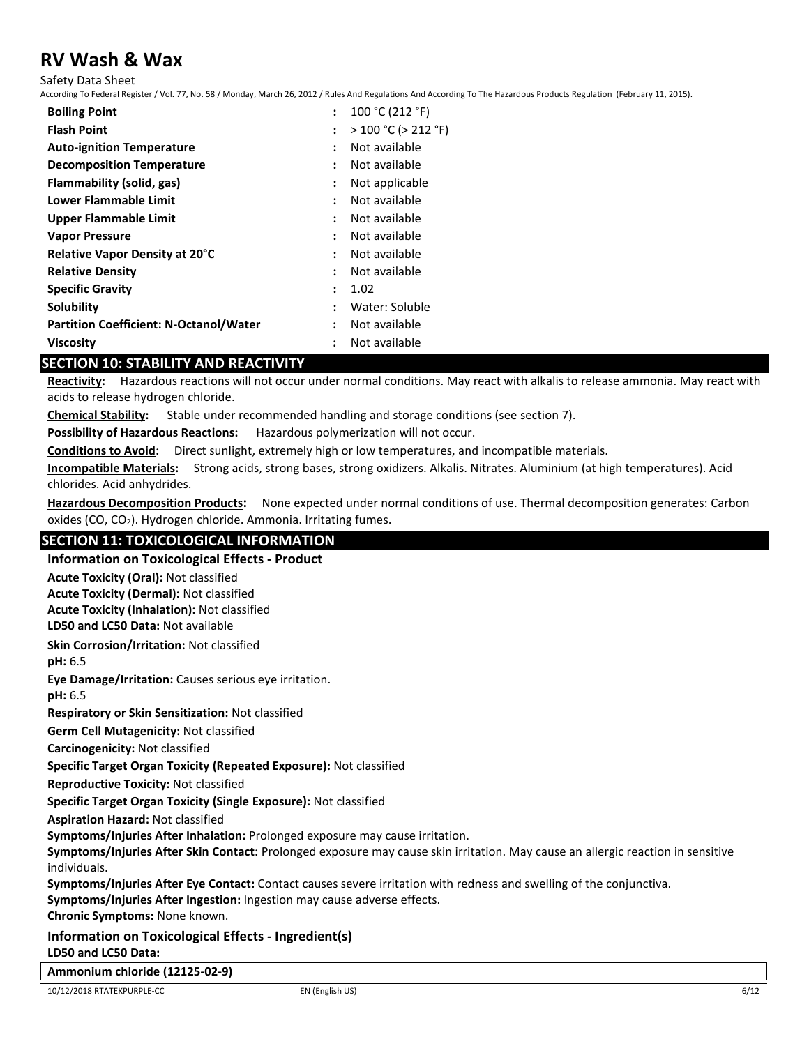| | | |
|---|---|---|
| **Boiling Point** | : | 100 °C (212 °F) |
| **Flash Point** | : | > 100 °C (> 212 °F) |
| **Auto-ignition Temperature** | : | Not available |
| **Decomposition Temperature** | : | Not available |
| **Flammability (solid, gas)** | : | Not applicable |
| **Lower Flammable Limit** | : | Not available |
| **Upper Flammable Limit** | : | Not available |
| **Vapor Pressure** | : | Not available |
| **Relative Vapor Density at 20°C** | : | Not available |
| **Relative Density** | : | Not available |
| **Specific Gravity** | : | 1.02 |
| **Solubility** | : | Water: Soluble |
| **Partition Coefficient: N-Octanol/Water** | : | Not available |
| **Viscosity** | : | Not available |

## SECTION 10: STABILITY AND REACTIVITY

**Reactivity:** Hazardous reactions will not occur under normal conditions. May react with alkalis to release ammonia. May react with acids to release hydrogen chloride.

**Chemical Stability:** Stable under recommended handling and storage conditions (see section 7).

**Possibility of Hazardous Reactions:** Hazardous polymerization will not occur.

**Conditions to Avoid:** Direct sunlight, extremely high or low temperatures, and incompatible materials.

**Incompatible Materials:** Strong acids, strong bases, strong oxidizers. Alkalis. Nitrates. Aluminium (at high temperatures). Acid chlorides. Acid anhydrides.

**Hazardous Decomposition Products:** None expected under normal conditions of use. Thermal decomposition generates: Carbon oxides (CO, $CO_2$). Hydrogen chloride. Ammonia. Irritating fumes.

## SECTION 11: TOXICOLOGICAL INFORMATION

### Information on Toxicological Effects - Product

**Acute Toxicity (Oral):** Not classified
**Acute Toxicity (Dermal):** Not classified
**Acute Toxicity (Inhalation):** Not classified
**LD50 and LC50 Data:** Not available

**Skin Corrosion/Irritation:** Not classified
**pH:** 6.5

**Eye Damage/Irritation:** Causes serious eye irritation.
**pH:** 6.5

**Respiratory or Skin Sensitization:** Not classified

**Germ Cell Mutagenicity:** Not classified

**Carcinogenicity:** Not classified

**Specific Target Organ Toxicity (Repeated Exposure):** Not classified

**Reproductive Toxicity:** Not classified

**Specific Target Organ Toxicity (Single Exposure):** Not classified

**Aspiration Hazard:** Not classified

**Symptoms/Injuries After Inhalation:** Prolonged exposure may cause irritation.

**Symptoms/Injuries After Skin Contact:** Prolonged exposure may cause skin irritation. May cause an allergic reaction in sensitive individuals.

**Symptoms/Injuries After Eye Contact:** Contact causes severe irritation with redness and swelling of the conjunctiva.

**Symptoms/Injuries After Ingestion:** Ingestion may cause adverse effects.

**Chronic Symptoms:** None known.

### Information on Toxicological Effects - Ingredient(s)

**LD50 and LC50 Data:**

| **Ammonium chloride (12125-02-9)** |
|---|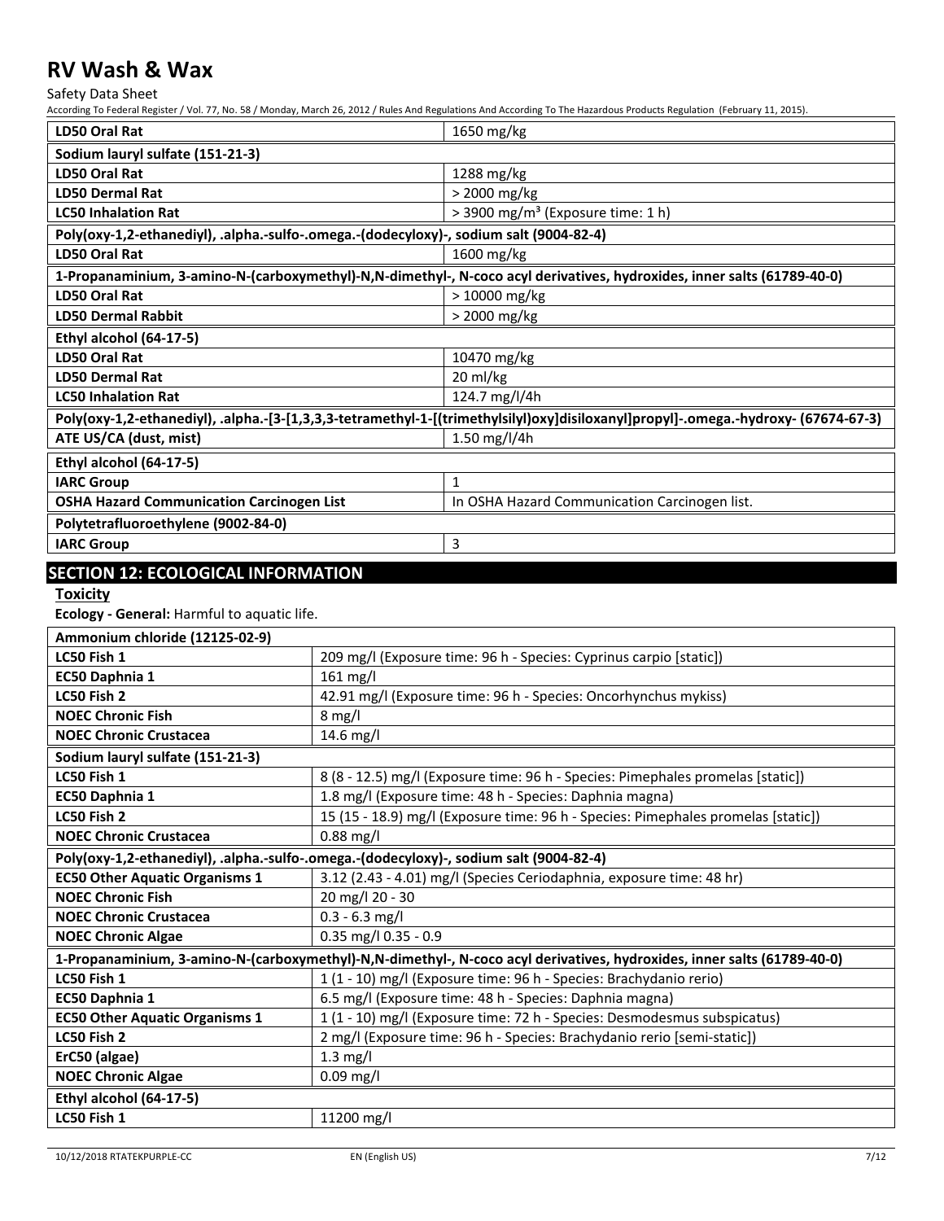| | |
|---|---|
| **LD50 Oral Rat** | 1650 mg/kg |
| **Sodium lauryl sulfate (151-21-3)** | |
| **LD50 Oral Rat** | 1288 mg/kg |
| **LD50 Dermal Rat** | > 2000 mg/kg |
| **LC50 Inhalation Rat** | > 3900 mg/m³ (Exposure time: 1 h) |
| **Poly(oxy-1,2-ethanediyl), .alpha.-sulfo-.omega.-(dodecyloxy)-, sodium salt (9004-82-4)** | |
| **LD50 Oral Rat** | 1600 mg/kg |
| **1-Propanaminium, 3-amino-N-(carboxymethyl)-N,N-dimethyl-, N-coco acyl derivatives, hydroxides, inner salts (61789-40-0)** | |
| **LD50 Oral Rat** | > 10000 mg/kg |
| **LD50 Dermal Rabbit** | > 2000 mg/kg |
| **Ethyl alcohol (64-17-5)** | |
| **LD50 Oral Rat** | 10470 mg/kg |
| **LD50 Dermal Rat** | 20 ml/kg |
| **LC50 Inhalation Rat** | 124.7 mg/l/4h |
| **Poly(oxy-1,2-ethanediyl), .alpha.-[3-[1,3,3,3-tetramethyl-1-[(trimethylsilyl)oxy]disiloxanyl]propyl]-.omega.-hydroxy- (67674-67-3)** | |
| **ATE US/CA (dust, mist)** | 1.50 mg/l/4h |

| | |
|---|---|
| **Ethyl alcohol (64-17-5)** | |
| **IARC Group** | 1 |
| **OSHA Hazard Communication Carcinogen List** | In OSHA Hazard Communication Carcinogen list. |
| **Polytetrafluoroethylene (9002-84-0)** | |
| **IARC Group** | 3 |

## SECTION 12: ECOLOGICAL INFORMATION

**Toxicity**

**Ecology - General:** Harmful to aquatic life.

| | |
|---|---|
| **Ammonium chloride (12125-02-9)** | |
| **LC50 Fish 1** | 209 mg/l (Exposure time: 96 h - Species: Cyprinus carpio [static]) |
| **EC50 Daphnia 1** | 161 mg/l |
| **LC50 Fish 2** | 42.91 mg/l (Exposure time: 96 h - Species: Oncorhynchus mykiss) |
| **NOEC Chronic Fish** | 8 mg/l |
| **NOEC Chronic Crustacea** | 14.6 mg/l |
| **Sodium lauryl sulfate (151-21-3)** | |
| **LC50 Fish 1** | 8 (8 - 12.5) mg/l (Exposure time: 96 h - Species: Pimephales promelas [static]) |
| **EC50 Daphnia 1** | 1.8 mg/l (Exposure time: 48 h - Species: Daphnia magna) |
| **LC50 Fish 2** | 15 (15 - 18.9) mg/l (Exposure time: 96 h - Species: Pimephales promelas [static]) |
| **NOEC Chronic Crustacea** | 0.88 mg/l |
| **Poly(oxy-1,2-ethanediyl), .alpha.-sulfo-.omega.-(dodecyloxy)-, sodium salt (9004-82-4)** | |
| **EC50 Other Aquatic Organisms 1** | 3.12 (2.43 - 4.01) mg/l (Species Ceriodaphnia, exposure time: 48 hr) |
| **NOEC Chronic Fish** | 20 mg/l 20 - 30 |
| **NOEC Chronic Crustacea** | 0.3 - 6.3 mg/l |
| **NOEC Chronic Algae** | 0.35 mg/l 0.35 - 0.9 |
| **1-Propanaminium, 3-amino-N-(carboxymethyl)-N,N-dimethyl-, N-coco acyl derivatives, hydroxides, inner salts (61789-40-0)** | |
| **LC50 Fish 1** | 1 (1 - 10) mg/l (Exposure time: 96 h - Species: Brachydanio rerio) |
| **EC50 Daphnia 1** | 6.5 mg/l (Exposure time: 48 h - Species: Daphnia magna) |
| **EC50 Other Aquatic Organisms 1** | 1 (1 - 10) mg/l (Exposure time: 72 h - Species: Desmodesmus subspicatus) |
| **LC50 Fish 2** | 2 mg/l (Exposure time: 96 h - Species: Brachydanio rerio [semi-static]) |
| **ErC50 (algae)** | 1.3 mg/l |
| **NOEC Chronic Algae** | 0.09 mg/l |
| **Ethyl alcohol (64-17-5)** | |
| **LC50 Fish 1** | 11200 mg/l |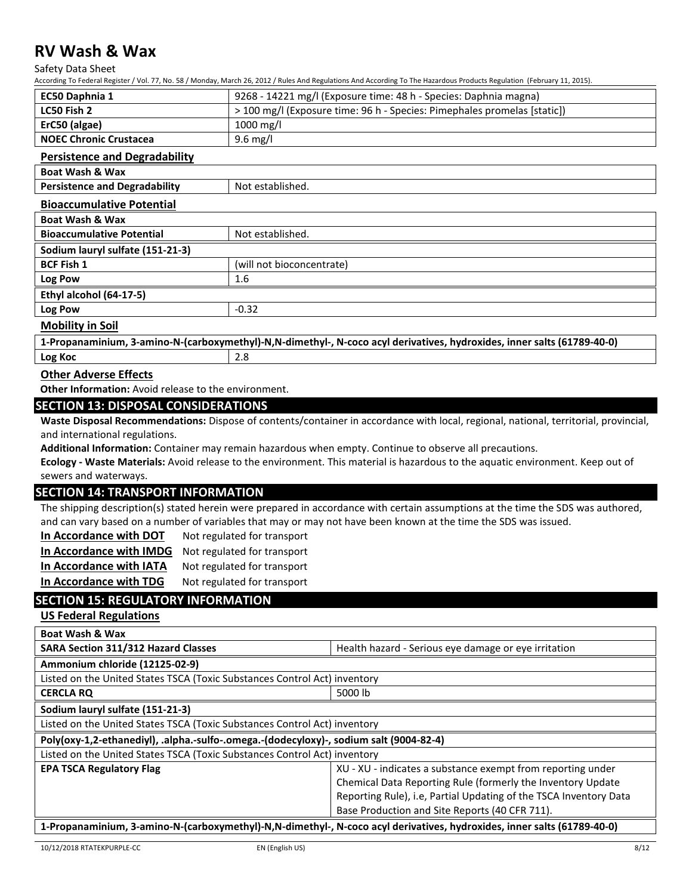| | |
|---|---|
| **EC50 Daphnia 1** | 9268 - 14221 mg/l (Exposure time: 48 h - Species: Daphnia magna) |
| **LC50 Fish 2** | > 100 mg/l (Exposure time: 96 h - Species: Pimephales promelas [static]) |
| **ErC50 (algae)** | 1000 mg/l |
| **NOEC Chronic Crustacea** | 9.6 mg/l |

### Persistence and Degradability

| **Boat Wash & Wax** | |
|---|---|
| **Persistence and Degradability** | Not established. |

### Bioaccumulative Potential

| **Boat Wash & Wax** | |
|---|---|
| **Bioaccumulative Potential** | Not established. |
| **Sodium lauryl sulfate (151-21-3)** | |
| **BCF Fish 1** | (will not bioconcentrate) |
| **Log Pow** | 1.6 |
| **Ethyl alcohol (64-17-5)** | |
| **Log Pow** | -0.32 |

### Mobility in Soil

| **1-Propanaminium, 3-amino-N-(carboxymethyl)-N,N-dimethyl-, N-coco acyl derivatives, hydroxides, inner salts (61789-40-0)** | |
|---|---|
| **Log Koc** | 2.8 |

### Other Adverse Effects

**Other Information:** Avoid release to the environment.

## SECTION 13: DISPOSAL CONSIDERATIONS

**Waste Disposal Recommendations:** Dispose of contents/container in accordance with local, regional, national, territorial, provincial, and international regulations.

**Additional Information:** Container may remain hazardous when empty. Continue to observe all precautions.

**Ecology - Waste Materials:** Avoid release to the environment. This material is hazardous to the aquatic environment. Keep out of sewers and waterways.

## SECTION 14: TRANSPORT INFORMATION

The shipping description(s) stated herein were prepared in accordance with certain assumptions at the time the SDS was authored, and can vary based on a number of variables that may or may not have been known at the time the SDS was issued.

**In Accordance with DOT** Not regulated for transport

**In Accordance with IMDG** Not regulated for transport

**In Accordance with IATA** Not regulated for transport

**In Accordance with TDG** Not regulated for transport

## SECTION 15: REGULATORY INFORMATION

### US Federal Regulations

| **Boat Wash & Wax** | |
|---|---|
| **SARA Section 311/312 Hazard Classes** | Health hazard - Serious eye damage or eye irritation |
| **Ammonium chloride (12125-02-9)** | |
| Listed on the United States TSCA (Toxic Substances Control Act) inventory | |
| **CERCLA RQ** | 5000 lb |
| **Sodium lauryl sulfate (151-21-3)** | |
| Listed on the United States TSCA (Toxic Substances Control Act) inventory | |
| **Poly(oxy-1,2-ethanediyl), .alpha.-sulfo-.omega.-(dodecyloxy)-, sodium salt (9004-82-4)** | |
| Listed on the United States TSCA (Toxic Substances Control Act) inventory | |
| **EPA TSCA Regulatory Flag** | XU - XU - indicates a substance exempt from reporting under Chemical Data Reporting Rule (formerly the Inventory Update Reporting Rule), i.e, Partial Updating of the TSCA Inventory Data Base Production and Site Reports (40 CFR 711). |
| **1-Propanaminium, 3-amino-N-(carboxymethyl)-N,N-dimethyl-, N-coco acyl derivatives, hydroxides, inner salts (61789-40-0)** | |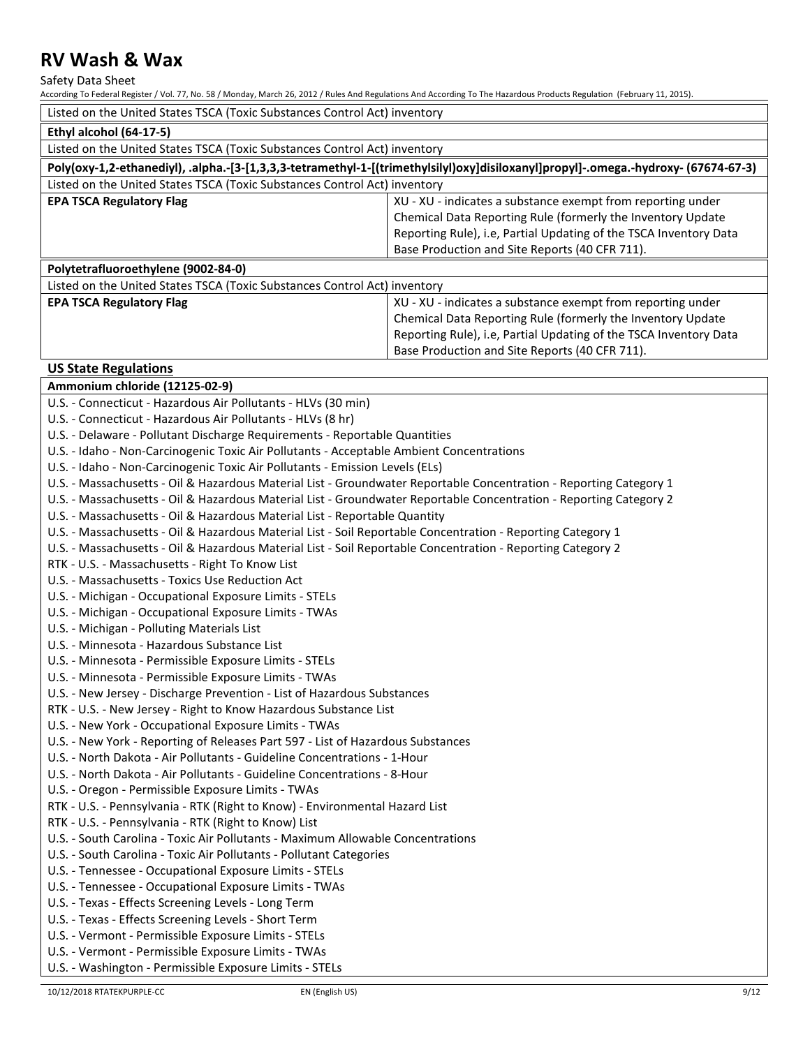Listed on the United States TSCA (Toxic Substances Control Act) inventory

**Ethyl alcohol (64-17-5)**

Listed on the United States TSCA (Toxic Substances Control Act) inventory

**Poly(oxy-1,2-ethanediyl), .alpha.-[3-[1,3,3,3-tetramethyl-1-[(trimethylsilyl)oxy]disiloxanyl]propyl]-.omega.-hydroxy- (67674-67-3)**

Listed on the United States TSCA (Toxic Substances Control Act) inventory

| | |
|---|---|
| **EPA TSCA Regulatory Flag** | XU - XU - indicates a substance exempt from reporting under Chemical Data Reporting Rule (formerly the Inventory Update Reporting Rule), i.e, Partial Updating of the TSCA Inventory Data Base Production and Site Reports (40 CFR 711). |

**Polytetrafluoroethylene (9002-84-0)**

Listed on the United States TSCA (Toxic Substances Control Act) inventory

| | |
|---|---|
| **EPA TSCA Regulatory Flag** | XU - XU - indicates a substance exempt from reporting under Chemical Data Reporting Rule (formerly the Inventory Update Reporting Rule), i.e, Partial Updating of the TSCA Inventory Data Base Production and Site Reports (40 CFR 711). |

## US State Regulations

**Ammonium chloride (12125-02-9)**

U.S. - Connecticut - Hazardous Air Pollutants - HLVs (30 min)
U.S. - Connecticut - Hazardous Air Pollutants - HLVs (8 hr)
U.S. - Delaware - Pollutant Discharge Requirements - Reportable Quantities
U.S. - Idaho - Non-Carcinogenic Toxic Air Pollutants - Acceptable Ambient Concentrations
U.S. - Idaho - Non-Carcinogenic Toxic Air Pollutants - Emission Levels (ELs)
U.S. - Massachusetts - Oil & Hazardous Material List - Groundwater Reportable Concentration - Reporting Category 1
U.S. - Massachusetts - Oil & Hazardous Material List - Groundwater Reportable Concentration - Reporting Category 2
U.S. - Massachusetts - Oil & Hazardous Material List - Reportable Quantity
U.S. - Massachusetts - Oil & Hazardous Material List - Soil Reportable Concentration - Reporting Category 1
U.S. - Massachusetts - Oil & Hazardous Material List - Soil Reportable Concentration - Reporting Category 2
RTK - U.S. - Massachusetts - Right To Know List
U.S. - Massachusetts - Toxics Use Reduction Act
U.S. - Michigan - Occupational Exposure Limits - STELs
U.S. - Michigan - Occupational Exposure Limits - TWAs
U.S. - Michigan - Polluting Materials List
U.S. - Minnesota - Hazardous Substance List
U.S. - Minnesota - Permissible Exposure Limits - STELs
U.S. - Minnesota - Permissible Exposure Limits - TWAs
U.S. - New Jersey - Discharge Prevention - List of Hazardous Substances
RTK - U.S. - New Jersey - Right to Know Hazardous Substance List
U.S. - New York - Occupational Exposure Limits - TWAs
U.S. - New York - Reporting of Releases Part 597 - List of Hazardous Substances
U.S. - North Dakota - Air Pollutants - Guideline Concentrations - 1-Hour
U.S. - North Dakota - Air Pollutants - Guideline Concentrations - 8-Hour
U.S. - Oregon - Permissible Exposure Limits - TWAs
RTK - U.S. - Pennsylvania - RTK (Right to Know) - Environmental Hazard List
RTK - U.S. - Pennsylvania - RTK (Right to Know) List
U.S. - South Carolina - Toxic Air Pollutants - Maximum Allowable Concentrations
U.S. - South Carolina - Toxic Air Pollutants - Pollutant Categories
U.S. - Tennessee - Occupational Exposure Limits - STELs
U.S. - Tennessee - Occupational Exposure Limits - TWAs
U.S. - Texas - Effects Screening Levels - Long Term
U.S. - Texas - Effects Screening Levels - Short Term
U.S. - Vermont - Permissible Exposure Limits - STELs
U.S. - Vermont - Permissible Exposure Limits - TWAs
U.S. - Washington - Permissible Exposure Limits - STELs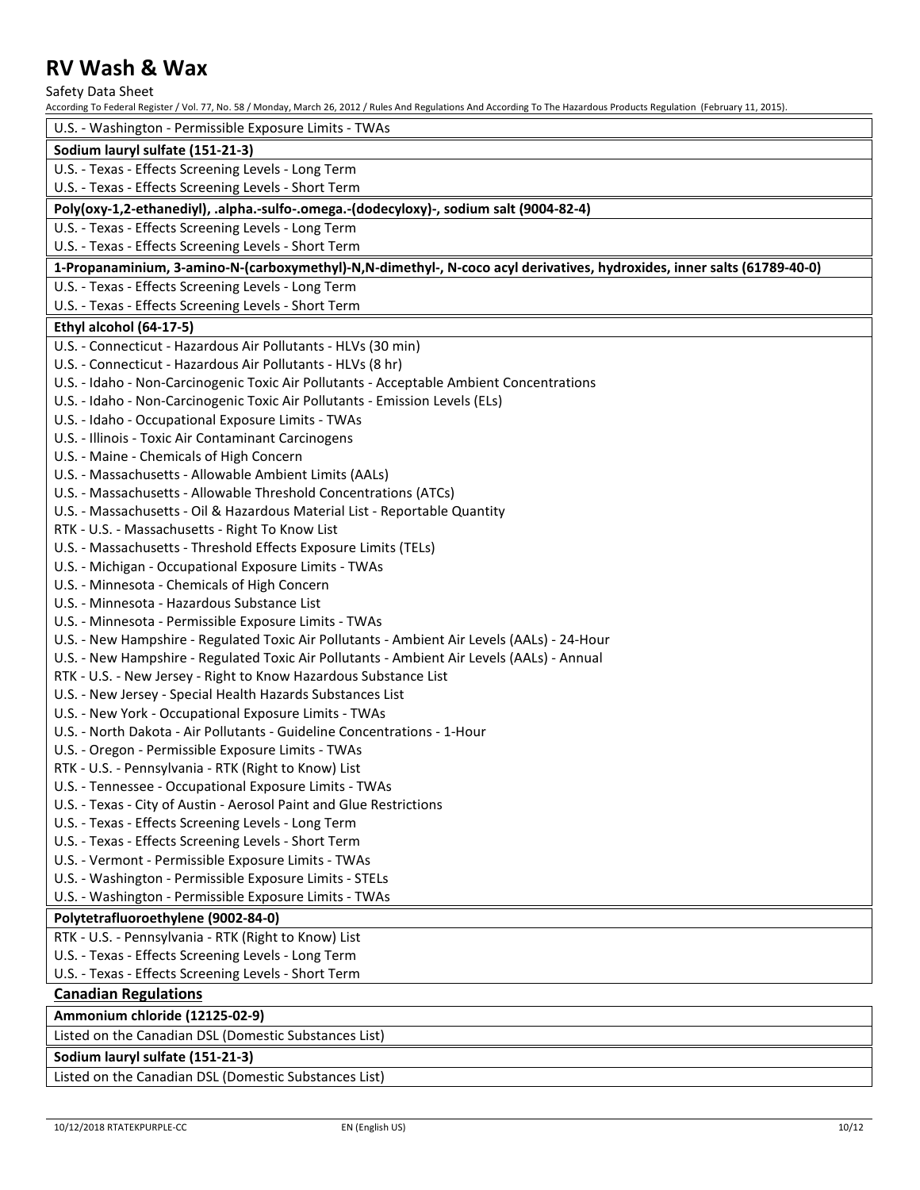U.S. - Washington - Permissible Exposure Limits - TWAs

**Sodium lauryl sulfate (151-21-3)**

U.S. - Texas - Effects Screening Levels - Long Term
U.S. - Texas - Effects Screening Levels - Short Term

**Poly(oxy-1,2-ethanediyl), .alpha.-sulfo-.omega.-(dodecyloxy)-, sodium salt (9004-82-4)**

U.S. - Texas - Effects Screening Levels - Long Term
U.S. - Texas - Effects Screening Levels - Short Term

**1-Propanaminium, 3-amino-N-(carboxymethyl)-N,N-dimethyl-, N-coco acyl derivatives, hydroxides, inner salts (61789-40-0)**

U.S. - Texas - Effects Screening Levels - Long Term
U.S. - Texas - Effects Screening Levels - Short Term

**Ethyl alcohol (64-17-5)**

U.S. - Connecticut - Hazardous Air Pollutants - HLVs (30 min)
U.S. - Connecticut - Hazardous Air Pollutants - HLVs (8 hr)
U.S. - Idaho - Non-Carcinogenic Toxic Air Pollutants - Acceptable Ambient Concentrations
U.S. - Idaho - Non-Carcinogenic Toxic Air Pollutants - Emission Levels (ELs)
U.S. - Idaho - Occupational Exposure Limits - TWAs
U.S. - Illinois - Toxic Air Contaminant Carcinogens
U.S. - Maine - Chemicals of High Concern
U.S. - Massachusetts - Allowable Ambient Limits (AALs)
U.S. - Massachusetts - Allowable Threshold Concentrations (ATCs)
U.S. - Massachusetts - Oil & Hazardous Material List - Reportable Quantity
RTK - U.S. - Massachusetts - Right To Know List
U.S. - Massachusetts - Threshold Effects Exposure Limits (TELs)
U.S. - Michigan - Occupational Exposure Limits - TWAs
U.S. - Minnesota - Chemicals of High Concern
U.S. - Minnesota - Hazardous Substance List
U.S. - Minnesota - Permissible Exposure Limits - TWAs
U.S. - New Hampshire - Regulated Toxic Air Pollutants - Ambient Air Levels (AALs) - 24-Hour
U.S. - New Hampshire - Regulated Toxic Air Pollutants - Ambient Air Levels (AALs) - Annual
RTK - U.S. - New Jersey - Right to Know Hazardous Substance List
U.S. - New Jersey - Special Health Hazards Substances List
U.S. - New York - Occupational Exposure Limits - TWAs
U.S. - North Dakota - Air Pollutants - Guideline Concentrations - 1-Hour
U.S. - Oregon - Permissible Exposure Limits - TWAs
RTK - U.S. - Pennsylvania - RTK (Right to Know) List
U.S. - Tennessee - Occupational Exposure Limits - TWAs
U.S. - Texas - City of Austin - Aerosol Paint and Glue Restrictions
U.S. - Texas - Effects Screening Levels - Long Term
U.S. - Texas - Effects Screening Levels - Short Term
U.S. - Vermont - Permissible Exposure Limits - TWAs
U.S. - Washington - Permissible Exposure Limits - STELs
U.S. - Washington - Permissible Exposure Limits - TWAs

**Polytetrafluoroethylene (9002-84-0)**

RTK - U.S. - Pennsylvania - RTK (Right to Know) List
U.S. - Texas - Effects Screening Levels - Long Term
U.S. - Texas - Effects Screening Levels - Short Term

## Canadian Regulations

**Ammonium chloride (12125-02-9)**

Listed on the Canadian DSL (Domestic Substances List)

**Sodium lauryl sulfate (151-21-3)**

Listed on the Canadian DSL (Domestic Substances List)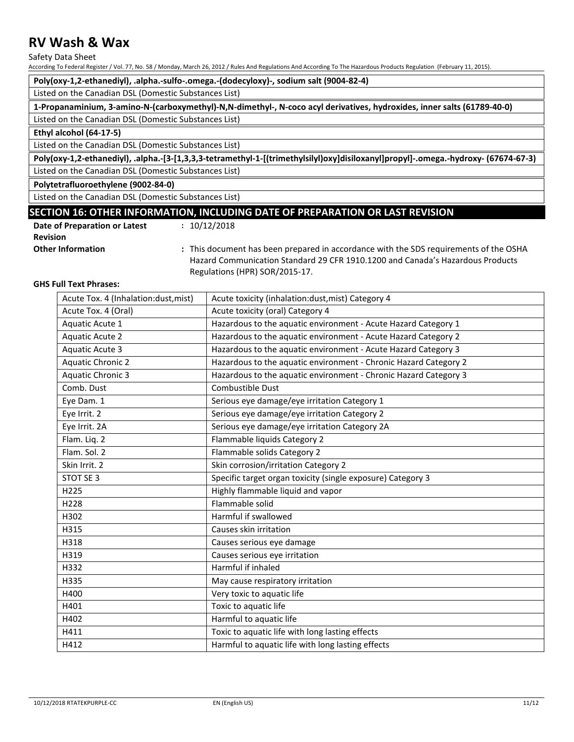**Poly(oxy-1,2-ethanediyl), .alpha.-sulfo-.omega.-(dodecyloxy)-, sodium salt (9004-82-4)**

Listed on the Canadian DSL (Domestic Substances List)

**1-Propanaminium, 3-amino-N-(carboxymethyl)-N,N-dimethyl-, N-coco acyl derivatives, hydroxides, inner salts (61789-40-0)**

Listed on the Canadian DSL (Domestic Substances List)

**Ethyl alcohol (64-17-5)**

Listed on the Canadian DSL (Domestic Substances List)

**Poly(oxy-1,2-ethanediyl), .alpha.-[3-[1,3,3,3-tetramethyl-1-[(trimethylsilyl)oxy]disiloxanyl]propyl]-.omega.-hydroxy- (67674-67-3)**

Listed on the Canadian DSL (Domestic Substances List)

**Polytetrafluoroethylene (9002-84-0)**

Listed on the Canadian DSL (Domestic Substances List)

## SECTION 16: OTHER INFORMATION, INCLUDING DATE OF PREPARATION OR LAST REVISION

**Date of Preparation or Latest Revision** : 10/12/2018

**Other Information** : This document has been prepared in accordance with the SDS requirements of the OSHA Hazard Communication Standard 29 CFR 1910.1200 and Canada's Hazardous Products Regulations (HPR) SOR/2015-17.

**GHS Full Text Phrases:**

| | |
|---|---|
| Acute Tox. 4 (Inhalation:dust,mist) | Acute toxicity (inhalation:dust,mist) Category 4 |
| Acute Tox. 4 (Oral) | Acute toxicity (oral) Category 4 |
| Aquatic Acute 1 | Hazardous to the aquatic environment - Acute Hazard Category 1 |
| Aquatic Acute 2 | Hazardous to the aquatic environment - Acute Hazard Category 2 |
| Aquatic Acute 3 | Hazardous to the aquatic environment - Acute Hazard Category 3 |
| Aquatic Chronic 2 | Hazardous to the aquatic environment - Chronic Hazard Category 2 |
| Aquatic Chronic 3 | Hazardous to the aquatic environment - Chronic Hazard Category 3 |
| Comb. Dust | Combustible Dust |
| Eye Dam. 1 | Serious eye damage/eye irritation Category 1 |
| Eye Irrit. 2 | Serious eye damage/eye irritation Category 2 |
| Eye Irrit. 2A | Serious eye damage/eye irritation Category 2A |
| Flam. Liq. 2 | Flammable liquids Category 2 |
| Flam. Sol. 2 | Flammable solids Category 2 |
| Skin Irrit. 2 | Skin corrosion/irritation Category 2 |
| STOT SE 3 | Specific target organ toxicity (single exposure) Category 3 |
| H225 | Highly flammable liquid and vapor |
| H228 | Flammable solid |
| H302 | Harmful if swallowed |
| H315 | Causes skin irritation |
| H318 | Causes serious eye damage |
| H319 | Causes serious eye irritation |
| H332 | Harmful if inhaled |
| H335 | May cause respiratory irritation |
| H400 | Very toxic to aquatic life |
| H401 | Toxic to aquatic life |
| H402 | Harmful to aquatic life |
| H411 | Toxic to aquatic life with long lasting effects |
| H412 | Harmful to aquatic life with long lasting effects |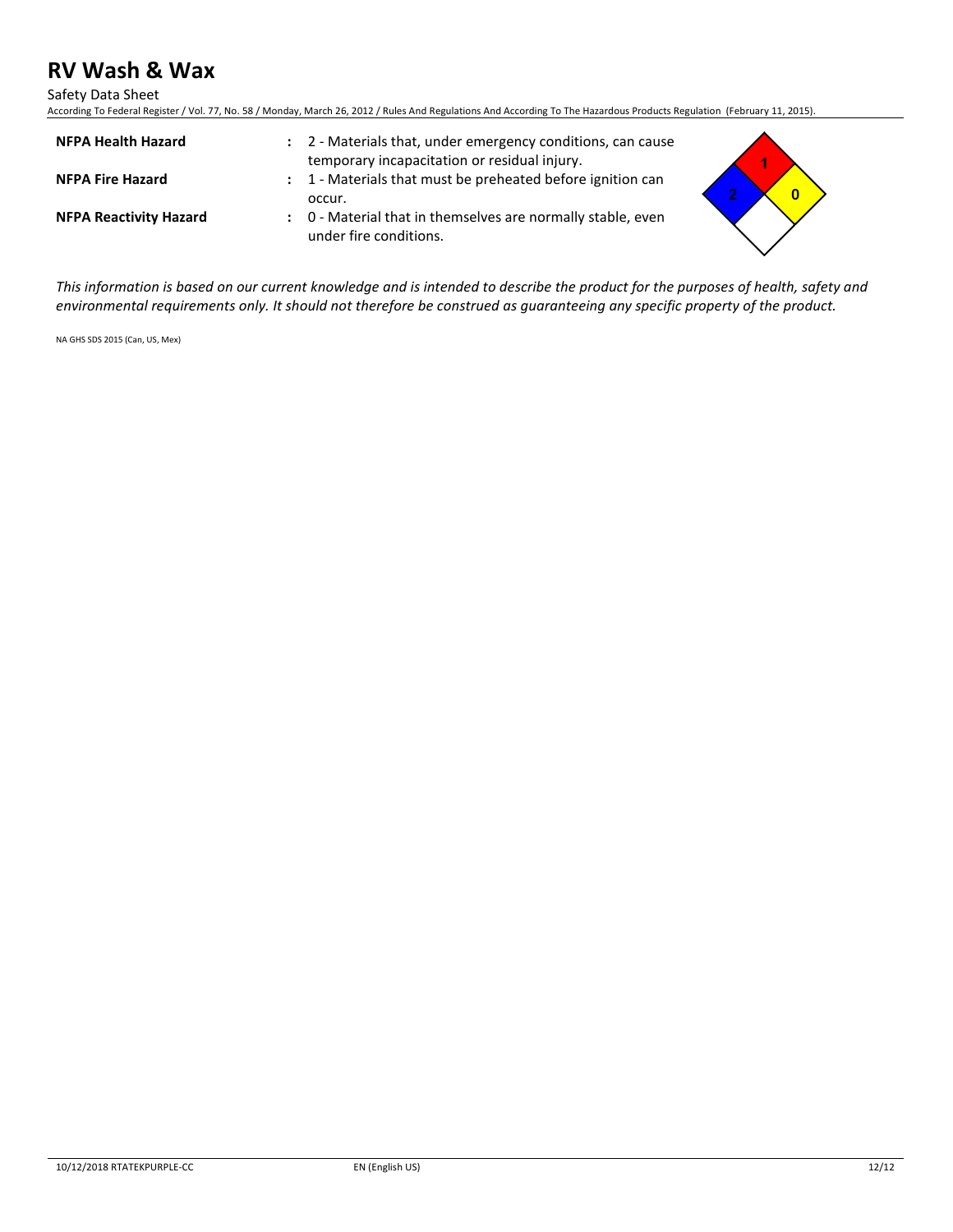**NFPA Health Hazard** : 2 - Materials that, under emergency conditions, can cause temporary incapacitation or residual injury.

**NFPA Fire Hazard** : 1 - Materials that must be preheated before ignition can occur.

**NFPA Reactivity Hazard** : 0 - Material that in themselves are normally stable, even under fire conditions.

*This information is based on our current knowledge and is intended to describe the product for the purposes of health, safety and environmental requirements only. It should not therefore be construed as guaranteeing any specific property of the product.*

NA GHS SDS 2015 (Can, US, Mex)